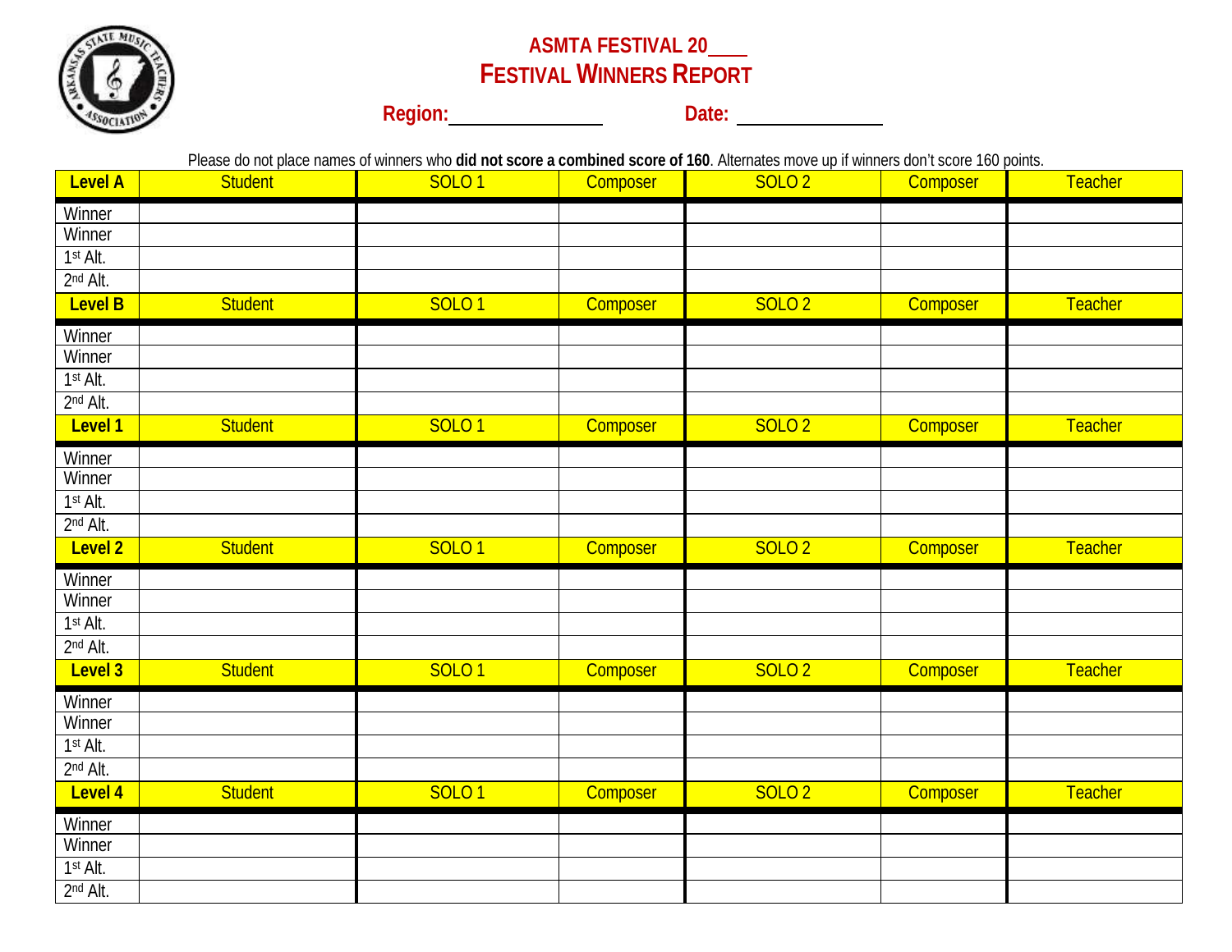# ASMTA FESTIVAL 20____

## FESTIVAL WINNERS REPORT

**Region:**______________ **Date:** ______________

Please do not place names of winners who **did not score a combined score of 160**. Alternates move up if winners don't score 160 points.

| Level A | Student | SOLO 1 | Composer | SOLO 2 | Composer | Teacher |
|---|---|---|---|---|---|---|
| Winner | | | | | | |
| Winner | | | | | | |
| 1st Alt. | | | | | | |
| 2nd Alt. | | | | | | |
| **Level B** | Student | SOLO 1 | Composer | SOLO 2 | Composer | Teacher |
| Winner | | | | | | |
| Winner | | | | | | |
| 1st Alt. | | | | | | |
| 2nd Alt. | | | | | | |
| **Level 1** | Student | SOLO 1 | Composer | SOLO 2 | Composer | Teacher |
| Winner | | | | | | |
| Winner | | | | | | |
| 1st Alt. | | | | | | |
| 2nd Alt. | | | | | | |
| **Level 2** | Student | SOLO 1 | Composer | SOLO 2 | Composer | Teacher |
| Winner | | | | | | |
| Winner | | | | | | |
| 1st Alt. | | | | | | |
| 2nd Alt. | | | | | | |
| **Level 3** | Student | SOLO 1 | Composer | SOLO 2 | Composer | Teacher |
| Winner | | | | | | |
| Winner | | | | | | |
| 1st Alt. | | | | | | |
| 2nd Alt. | | | | | | |
| **Level 4** | Student | SOLO 1 | Composer | SOLO 2 | Composer | Teacher |
| Winner | | | | | | |
| Winner | | | | | | |
| 1st Alt. | | | | | | |
| 2nd Alt. | | | | | | |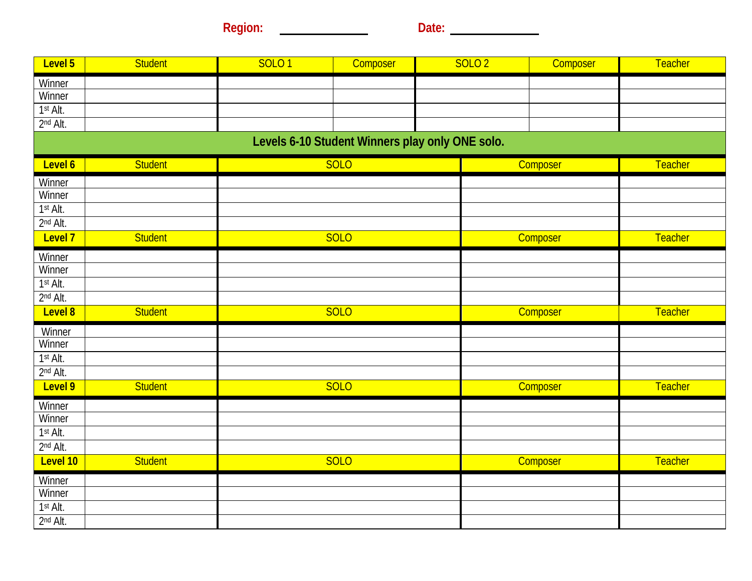**Region:** ____________ **Date:** ____________

| Level 5 | Student | SOLO 1 | Composer | SOLO 2 | Composer | Teacher |
|---|---|---|---|---|---|---|
| Winner | | | | | | |
| Winner | | | | | | |
| 1st Alt. | | | | | | |
| 2nd Alt. | | | | | | |

**Levels 6-10 Student Winners play only ONE solo.**

| Level 6 | Student | SOLO | Composer | Teacher |
|---|---|---|---|---|
| Winner | | | | |
| Winner | | | | |
| 1st Alt. | | | | |
| 2nd Alt. | | | | |
| **Level 7** | **Student** | **SOLO** | **Composer** | **Teacher** |
| Winner | | | | |
| Winner | | | | |
| 1st Alt. | | | | |
| 2nd Alt. | | | | |
| **Level 8** | **Student** | **SOLO** | **Composer** | **Teacher** |
| Winner | | | | |
| Winner | | | | |
| 1st Alt. | | | | |
| 2nd Alt. | | | | |
| **Level 9** | **Student** | **SOLO** | **Composer** | **Teacher** |
| Winner | | | | |
| Winner | | | | |
| 1st Alt. | | | | |
| 2nd Alt. | | | | |
| **Level 10** | **Student** | **SOLO** | **Composer** | **Teacher** |
| Winner | | | | |
| Winner | | | | |
| 1st Alt. | | | | |
| 2nd Alt. | | | | |